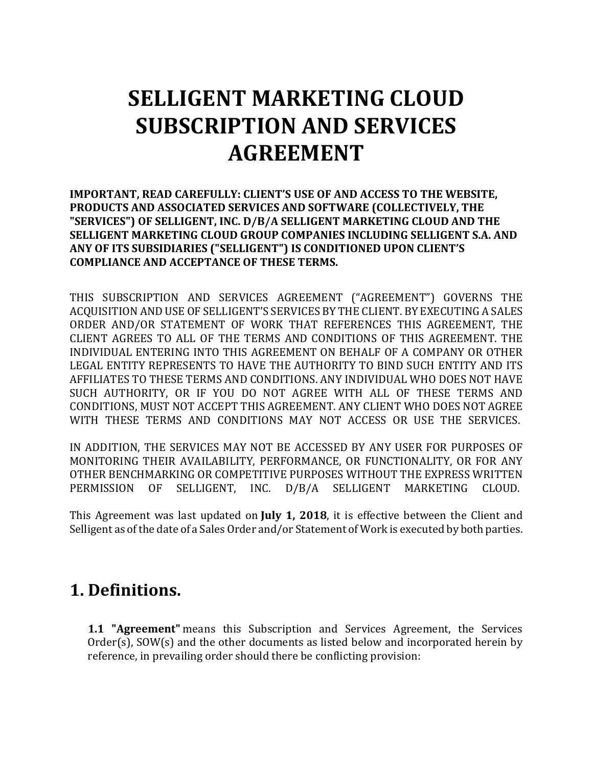# SELLIGENT MARKETING CLOUD SUBSCRIPTION AND SERVICES AGREEMENT

**IMPORTANT, READ CAREFULLY: CLIENT'S USE OF AND ACCESS TO THE WEBSITE, PRODUCTS AND ASSOCIATED SERVICES AND SOFTWARE (COLLECTIVELY, THE "SERVICES") OF SELLIGENT, INC. D/B/A SELLIGENT MARKETING CLOUD AND THE SELLIGENT MARKETING CLOUD GROUP COMPANIES INCLUDING SELLIGENT S.A. AND ANY OF ITS SUBSIDIARIES ("SELLIGENT") IS CONDITIONED UPON CLIENT'S COMPLIANCE AND ACCEPTANCE OF THESE TERMS.**

THIS SUBSCRIPTION AND SERVICES AGREEMENT ("AGREEMENT") GOVERNS THE ACQUISITION AND USE OF SELLIGENT'S SERVICES BY THE CLIENT. BY EXECUTING A SALES ORDER AND/OR STATEMENT OF WORK THAT REFERENCES THIS AGREEMENT, THE CLIENT AGREES TO ALL OF THE TERMS AND CONDITIONS OF THIS AGREEMENT. THE INDIVIDUAL ENTERING INTO THIS AGREEMENT ON BEHALF OF A COMPANY OR OTHER LEGAL ENTITY REPRESENTS TO HAVE THE AUTHORITY TO BIND SUCH ENTITY AND ITS AFFILIATES TO THESE TERMS AND CONDITIONS. ANY INDIVIDUAL WHO DOES NOT HAVE SUCH AUTHORITY, OR IF YOU DO NOT AGREE WITH ALL OF THESE TERMS AND CONDITIONS, MUST NOT ACCEPT THIS AGREEMENT. ANY CLIENT WHO DOES NOT AGREE WITH THESE TERMS AND CONDITIONS MAY NOT ACCESS OR USE THE SERVICES.

IN ADDITION, THE SERVICES MAY NOT BE ACCESSED BY ANY USER FOR PURPOSES OF MONITORING THEIR AVAILABILITY, PERFORMANCE, OR FUNCTIONALITY, OR FOR ANY OTHER BENCHMARKING OR COMPETITIVE PURPOSES WITHOUT THE EXPRESS WRITTEN PERMISSION OF SELLIGENT, INC. D/B/A SELLIGENT MARKETING CLOUD.

This Agreement was last updated on **July 1, 2018**, it is effective between the Client and Selligent as of the date of a Sales Order and/or Statement of Work is executed by both parties.

## 1. Definitions.

**1.1 "Agreement"** means this Subscription and Services Agreement, the Services Order(s), SOW(s) and the other documents as listed below and incorporated herein by reference, in prevailing order should there be conflicting provision: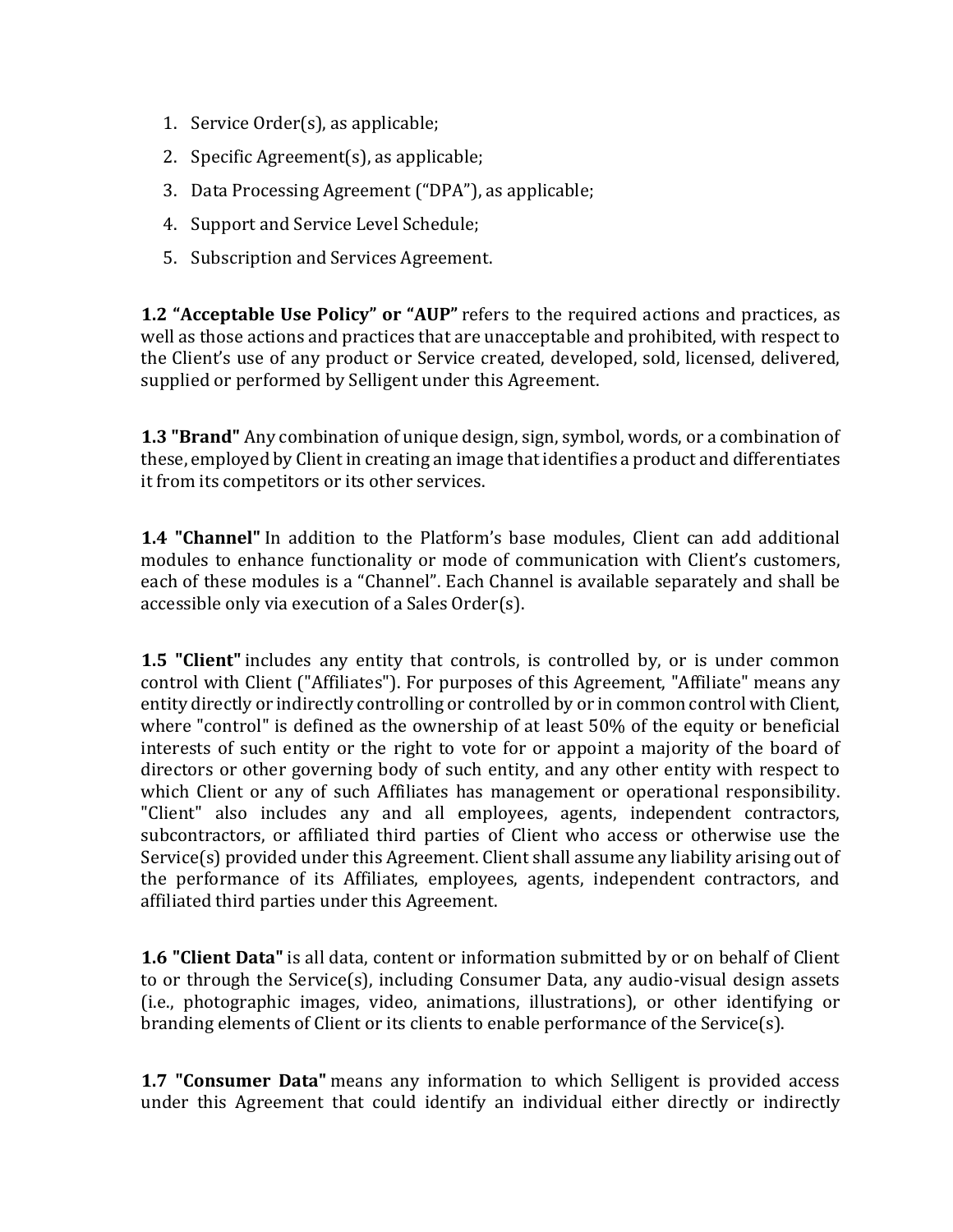1. Service Order(s), as applicable;
2. Specific Agreement(s), as applicable;
3. Data Processing Agreement ("DPA"), as applicable;
4. Support and Service Level Schedule;
5. Subscription and Services Agreement.

**1.2 "Acceptable Use Policy" or "AUP"** refers to the required actions and practices, as well as those actions and practices that are unacceptable and prohibited, with respect to the Client's use of any product or Service created, developed, sold, licensed, delivered, supplied or performed by Selligent under this Agreement.

**1.3 "Brand"** Any combination of unique design, sign, symbol, words, or a combination of these, employed by Client in creating an image that identifies a product and differentiates it from its competitors or its other services.

**1.4 "Channel"** In addition to the Platform's base modules, Client can add additional modules to enhance functionality or mode of communication with Client's customers, each of these modules is a "Channel". Each Channel is available separately and shall be accessible only via execution of a Sales Order(s).

**1.5 "Client"** includes any entity that controls, is controlled by, or is under common control with Client ("Affiliates"). For purposes of this Agreement, "Affiliate" means any entity directly or indirectly controlling or controlled by or in common control with Client, where "control" is defined as the ownership of at least 50% of the equity or beneficial interests of such entity or the right to vote for or appoint a majority of the board of directors or other governing body of such entity, and any other entity with respect to which Client or any of such Affiliates has management or operational responsibility. "Client" also includes any and all employees, agents, independent contractors, subcontractors, or affiliated third parties of Client who access or otherwise use the Service(s) provided under this Agreement. Client shall assume any liability arising out of the performance of its Affiliates, employees, agents, independent contractors, and affiliated third parties under this Agreement.

**1.6 "Client Data"** is all data, content or information submitted by or on behalf of Client to or through the Service(s), including Consumer Data, any audio-visual design assets (i.e., photographic images, video, animations, illustrations), or other identifying or branding elements of Client or its clients to enable performance of the Service(s).

**1.7 "Consumer Data"** means any information to which Selligent is provided access under this Agreement that could identify an individual either directly or indirectly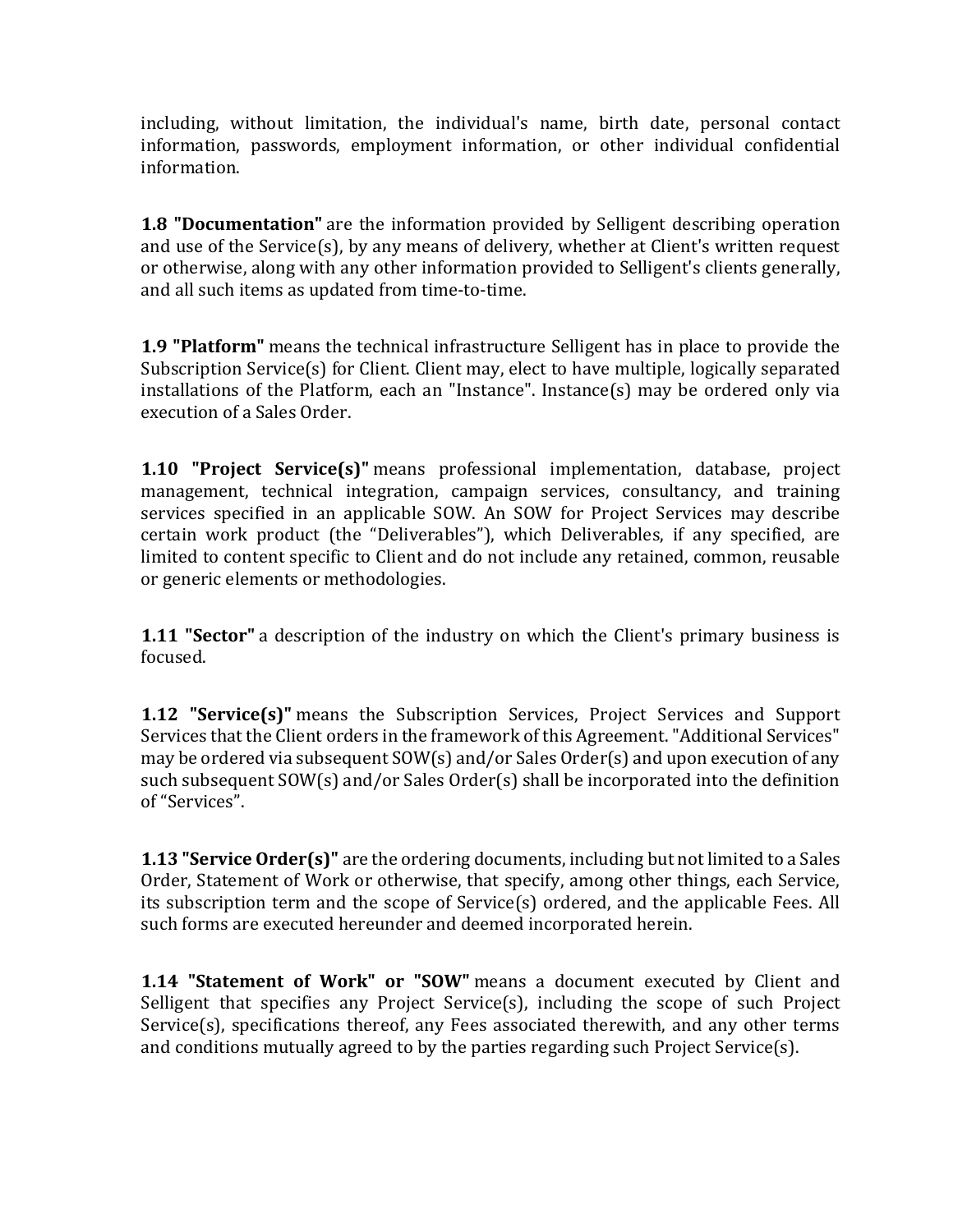including, without limitation, the individual's name, birth date, personal contact information, passwords, employment information, or other individual confidential information.

**1.8 "Documentation"** are the information provided by Selligent describing operation and use of the Service(s), by any means of delivery, whether at Client's written request or otherwise, along with any other information provided to Selligent's clients generally, and all such items as updated from time-to-time.

**1.9 "Platform"** means the technical infrastructure Selligent has in place to provide the Subscription Service(s) for Client. Client may, elect to have multiple, logically separated installations of the Platform, each an "Instance". Instance(s) may be ordered only via execution of a Sales Order.

**1.10 "Project Service(s)"** means professional implementation, database, project management, technical integration, campaign services, consultancy, and training services specified in an applicable SOW. An SOW for Project Services may describe certain work product (the "Deliverables"), which Deliverables, if any specified, are limited to content specific to Client and do not include any retained, common, reusable or generic elements or methodologies.

**1.11 "Sector"** a description of the industry on which the Client's primary business is focused.

**1.12 "Service(s)"** means the Subscription Services, Project Services and Support Services that the Client orders in the framework of this Agreement. "Additional Services" may be ordered via subsequent SOW(s) and/or Sales Order(s) and upon execution of any such subsequent SOW(s) and/or Sales Order(s) shall be incorporated into the definition of "Services".

**1.13 "Service Order(s)"** are the ordering documents, including but not limited to a Sales Order, Statement of Work or otherwise, that specify, among other things, each Service, its subscription term and the scope of Service(s) ordered, and the applicable Fees. All such forms are executed hereunder and deemed incorporated herein.

**1.14 "Statement of Work" or "SOW"** means a document executed by Client and Selligent that specifies any Project Service(s), including the scope of such Project Service(s), specifications thereof, any Fees associated therewith, and any other terms and conditions mutually agreed to by the parties regarding such Project Service(s).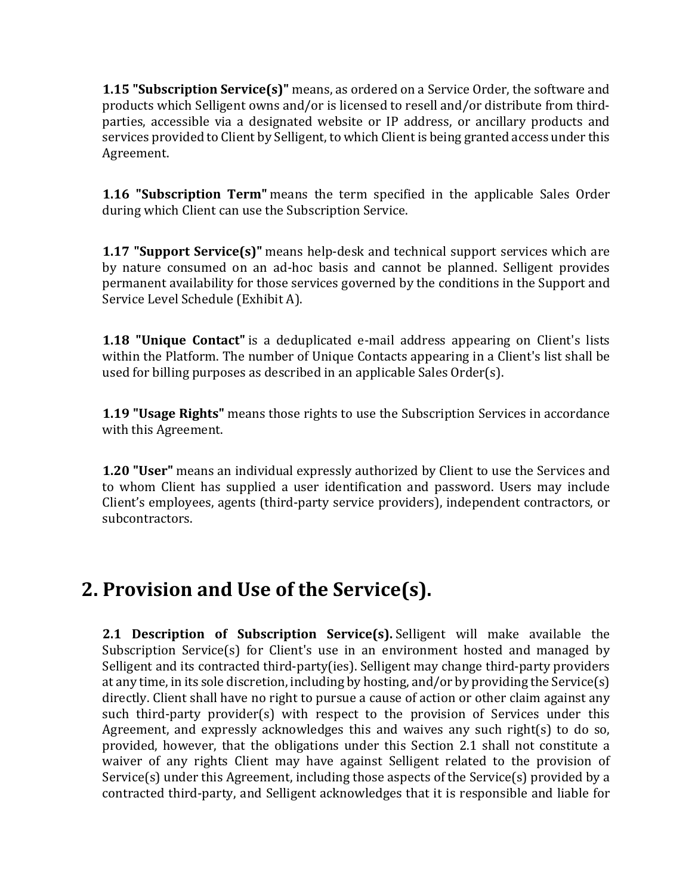**1.15 "Subscription Service(s)"** means, as ordered on a Service Order, the software and products which Selligent owns and/or is licensed to resell and/or distribute from third-parties, accessible via a designated website or IP address, or ancillary products and services provided to Client by Selligent, to which Client is being granted access under this Agreement.

**1.16 "Subscription Term"** means the term specified in the applicable Sales Order during which Client can use the Subscription Service.

**1.17 "Support Service(s)"** means help-desk and technical support services which are by nature consumed on an ad-hoc basis and cannot be planned. Selligent provides permanent availability for those services governed by the conditions in the Support and Service Level Schedule (Exhibit A).

**1.18 "Unique Contact"** is a deduplicated e-mail address appearing on Client's lists within the Platform. The number of Unique Contacts appearing in a Client's list shall be used for billing purposes as described in an applicable Sales Order(s).

**1.19 "Usage Rights"** means those rights to use the Subscription Services in accordance with this Agreement.

**1.20 "User"** means an individual expressly authorized by Client to use the Services and to whom Client has supplied a user identification and password. Users may include Client's employees, agents (third-party service providers), independent contractors, or subcontractors.

## 2. Provision and Use of the Service(s).

**2.1 Description of Subscription Service(s).** Selligent will make available the Subscription Service(s) for Client's use in an environment hosted and managed by Selligent and its contracted third-party(ies). Selligent may change third-party providers at any time, in its sole discretion, including by hosting, and/or by providing the Service(s) directly. Client shall have no right to pursue a cause of action or other claim against any such third-party provider(s) with respect to the provision of Services under this Agreement, and expressly acknowledges this and waives any such right(s) to do so, provided, however, that the obligations under this Section 2.1 shall not constitute a waiver of any rights Client may have against Selligent related to the provision of Service(s) under this Agreement, including those aspects of the Service(s) provided by a contracted third-party, and Selligent acknowledges that it is responsible and liable for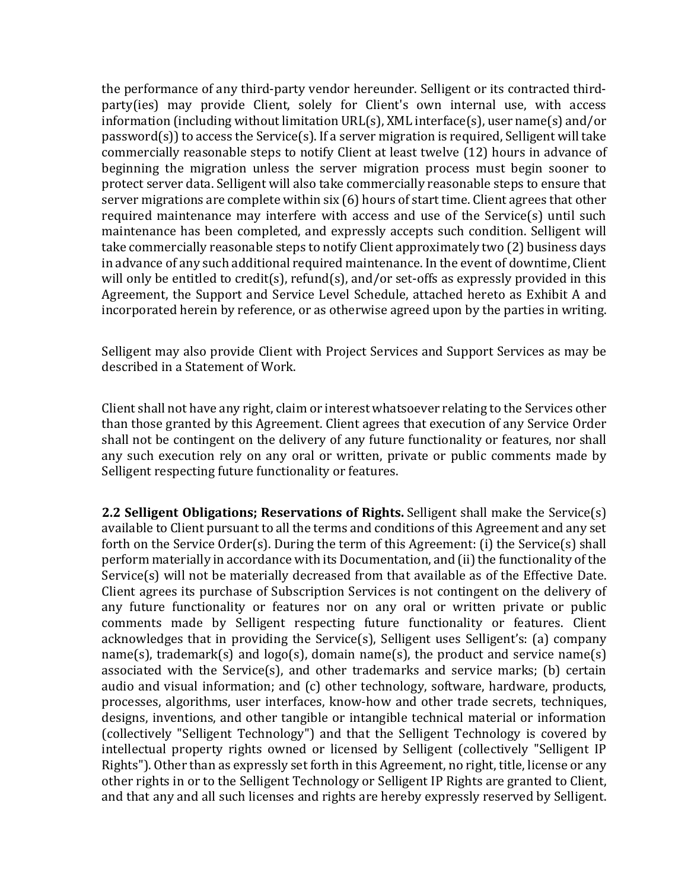the performance of any third-party vendor hereunder. Selligent or its contracted third-party(ies) may provide Client, solely for Client's own internal use, with access information (including without limitation URL(s), XML interface(s), user name(s) and/or password(s)) to access the Service(s). If a server migration is required, Selligent will take commercially reasonable steps to notify Client at least twelve (12) hours in advance of beginning the migration unless the server migration process must begin sooner to protect server data. Selligent will also take commercially reasonable steps to ensure that server migrations are complete within six (6) hours of start time. Client agrees that other required maintenance may interfere with access and use of the Service(s) until such maintenance has been completed, and expressly accepts such condition. Selligent will take commercially reasonable steps to notify Client approximately two (2) business days in advance of any such additional required maintenance. In the event of downtime, Client will only be entitled to credit(s), refund(s), and/or set-offs as expressly provided in this Agreement, the Support and Service Level Schedule, attached hereto as Exhibit A and incorporated herein by reference, or as otherwise agreed upon by the parties in writing.

Selligent may also provide Client with Project Services and Support Services as may be described in a Statement of Work.

Client shall not have any right, claim or interest whatsoever relating to the Services other than those granted by this Agreement. Client agrees that execution of any Service Order shall not be contingent on the delivery of any future functionality or features, nor shall any such execution rely on any oral or written, private or public comments made by Selligent respecting future functionality or features.

**2.2 Selligent Obligations; Reservations of Rights.** Selligent shall make the Service(s) available to Client pursuant to all the terms and conditions of this Agreement and any set forth on the Service Order(s). During the term of this Agreement: (i) the Service(s) shall perform materially in accordance with its Documentation, and (ii) the functionality of the Service(s) will not be materially decreased from that available as of the Effective Date. Client agrees its purchase of Subscription Services is not contingent on the delivery of any future functionality or features nor on any oral or written private or public comments made by Selligent respecting future functionality or features. Client acknowledges that in providing the Service(s), Selligent uses Selligent's: (a) company name(s), trademark(s) and logo(s), domain name(s), the product and service name(s) associated with the Service(s), and other trademarks and service marks; (b) certain audio and visual information; and (c) other technology, software, hardware, products, processes, algorithms, user interfaces, know-how and other trade secrets, techniques, designs, inventions, and other tangible or intangible technical material or information (collectively "Selligent Technology") and that the Selligent Technology is covered by intellectual property rights owned or licensed by Selligent (collectively "Selligent IP Rights"). Other than as expressly set forth in this Agreement, no right, title, license or any other rights in or to the Selligent Technology or Selligent IP Rights are granted to Client, and that any and all such licenses and rights are hereby expressly reserved by Selligent.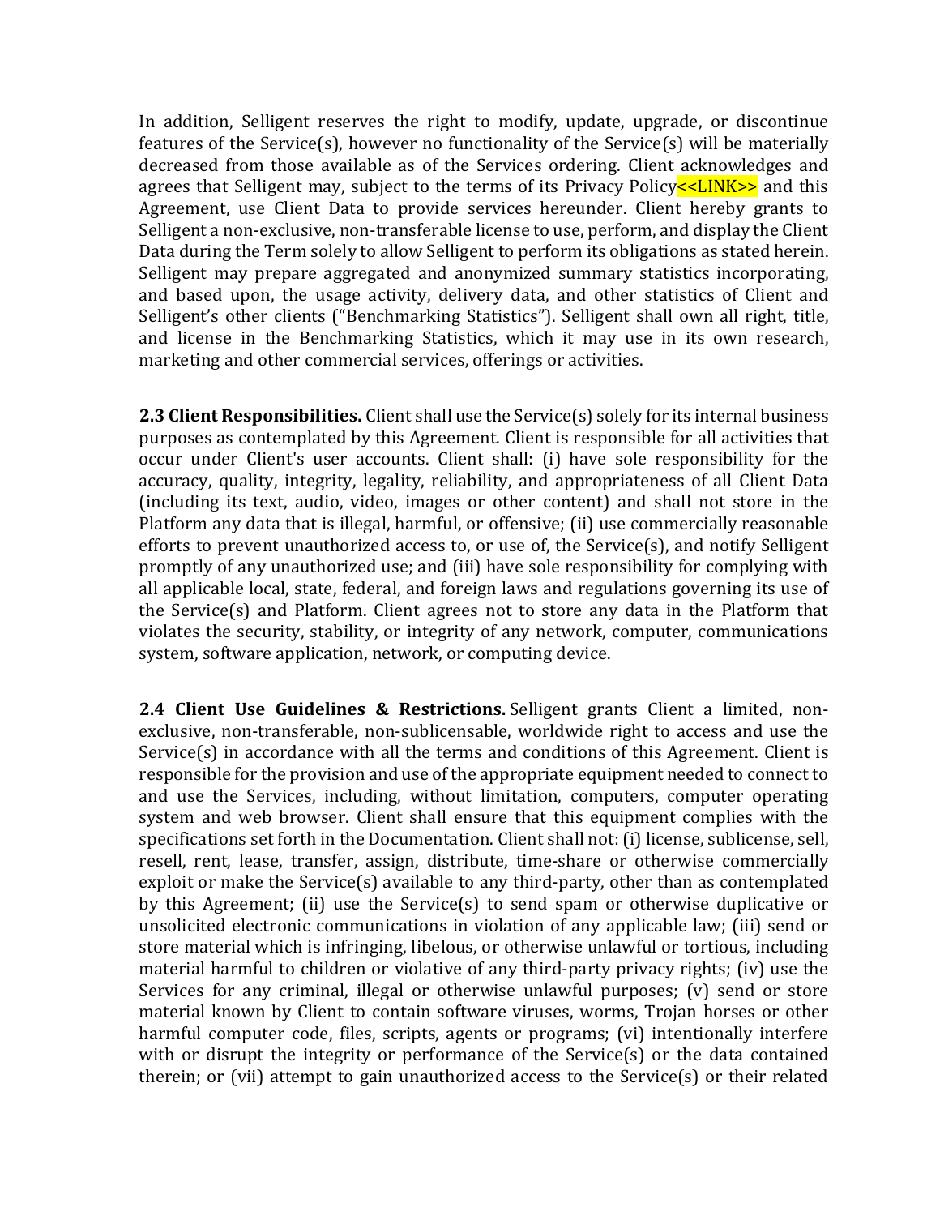In addition, Selligent reserves the right to modify, update, upgrade, or discontinue features of the Service(s), however no functionality of the Service(s) will be materially decreased from those available as of the Services ordering. Client acknowledges and agrees that Selligent may, subject to the terms of its Privacy Policy<<LINK>> and this Agreement, use Client Data to provide services hereunder. Client hereby grants to Selligent a non-exclusive, non-transferable license to use, perform, and display the Client Data during the Term solely to allow Selligent to perform its obligations as stated herein. Selligent may prepare aggregated and anonymized summary statistics incorporating, and based upon, the usage activity, delivery data, and other statistics of Client and Selligent's other clients ("Benchmarking Statistics"). Selligent shall own all right, title, and license in the Benchmarking Statistics, which it may use in its own research, marketing and other commercial services, offerings or activities.

**2.3 Client Responsibilities.** Client shall use the Service(s) solely for its internal business purposes as contemplated by this Agreement. Client is responsible for all activities that occur under Client's user accounts. Client shall: (i) have sole responsibility for the accuracy, quality, integrity, legality, reliability, and appropriateness of all Client Data (including its text, audio, video, images or other content) and shall not store in the Platform any data that is illegal, harmful, or offensive; (ii) use commercially reasonable efforts to prevent unauthorized access to, or use of, the Service(s), and notify Selligent promptly of any unauthorized use; and (iii) have sole responsibility for complying with all applicable local, state, federal, and foreign laws and regulations governing its use of the Service(s) and Platform. Client agrees not to store any data in the Platform that violates the security, stability, or integrity of any network, computer, communications system, software application, network, or computing device.

**2.4 Client Use Guidelines & Restrictions.** Selligent grants Client a limited, non-exclusive, non-transferable, non-sublicensable, worldwide right to access and use the Service(s) in accordance with all the terms and conditions of this Agreement. Client is responsible for the provision and use of the appropriate equipment needed to connect to and use the Services, including, without limitation, computers, computer operating system and web browser. Client shall ensure that this equipment complies with the specifications set forth in the Documentation. Client shall not: (i) license, sublicense, sell, resell, rent, lease, transfer, assign, distribute, time-share or otherwise commercially exploit or make the Service(s) available to any third-party, other than as contemplated by this Agreement; (ii) use the Service(s) to send spam or otherwise duplicative or unsolicited electronic communications in violation of any applicable law; (iii) send or store material which is infringing, libelous, or otherwise unlawful or tortious, including material harmful to children or violative of any third-party privacy rights; (iv) use the Services for any criminal, illegal or otherwise unlawful purposes; (v) send or store material known by Client to contain software viruses, worms, Trojan horses or other harmful computer code, files, scripts, agents or programs; (vi) intentionally interfere with or disrupt the integrity or performance of the Service(s) or the data contained therein; or (vii) attempt to gain unauthorized access to the Service(s) or their related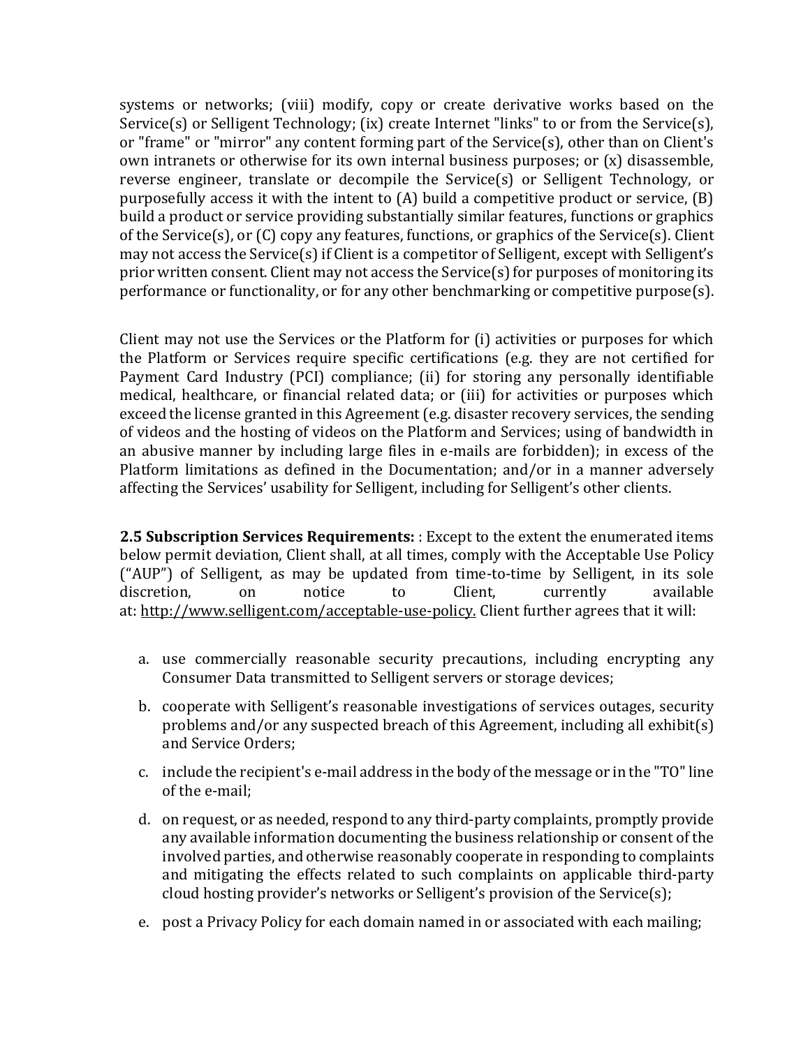systems or networks; (viii) modify, copy or create derivative works based on the Service(s) or Selligent Technology; (ix) create Internet "links" to or from the Service(s), or "frame" or "mirror" any content forming part of the Service(s), other than on Client's own intranets or otherwise for its own internal business purposes; or (x) disassemble, reverse engineer, translate or decompile the Service(s) or Selligent Technology, or purposefully access it with the intent to (A) build a competitive product or service, (B) build a product or service providing substantially similar features, functions or graphics of the Service(s), or (C) copy any features, functions, or graphics of the Service(s). Client may not access the Service(s) if Client is a competitor of Selligent, except with Selligent's prior written consent. Client may not access the Service(s) for purposes of monitoring its performance or functionality, or for any other benchmarking or competitive purpose(s).

Client may not use the Services or the Platform for (i) activities or purposes for which the Platform or Services require specific certifications (e.g. they are not certified for Payment Card Industry (PCI) compliance; (ii) for storing any personally identifiable medical, healthcare, or financial related data; or (iii) for activities or purposes which exceed the license granted in this Agreement (e.g. disaster recovery services, the sending of videos and the hosting of videos on the Platform and Services; using of bandwidth in an abusive manner by including large files in e-mails are forbidden); in excess of the Platform limitations as defined in the Documentation; and/or in a manner adversely affecting the Services' usability for Selligent, including for Selligent's other clients.

**2.5 Subscription Services Requirements:** : Except to the extent the enumerated items below permit deviation, Client shall, at all times, comply with the Acceptable Use Policy ("AUP") of Selligent, as may be updated from time-to-time by Selligent, in its sole discretion, on notice to Client, currently available at: http://www.selligent.com/acceptable-use-policy. Client further agrees that it will:

a. use commercially reasonable security precautions, including encrypting any Consumer Data transmitted to Selligent servers or storage devices;

b. cooperate with Selligent's reasonable investigations of services outages, security problems and/or any suspected breach of this Agreement, including all exhibit(s) and Service Orders;

c. include the recipient's e-mail address in the body of the message or in the "TO" line of the e-mail;

d. on request, or as needed, respond to any third-party complaints, promptly provide any available information documenting the business relationship or consent of the involved parties, and otherwise reasonably cooperate in responding to complaints and mitigating the effects related to such complaints on applicable third-party cloud hosting provider's networks or Selligent's provision of the Service(s);

e. post a Privacy Policy for each domain named in or associated with each mailing;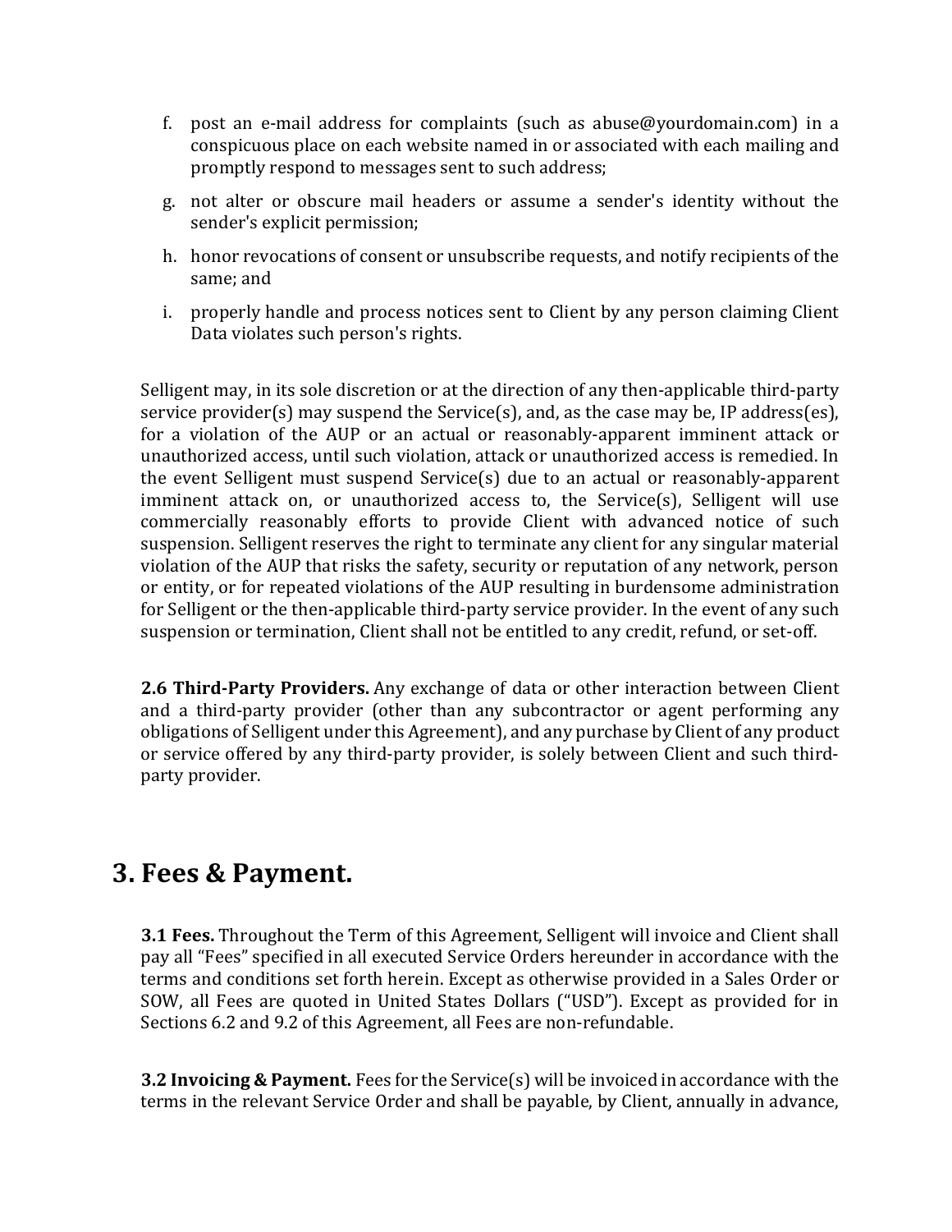f. post an e-mail address for complaints (such as abuse@yourdomain.com) in a conspicuous place on each website named in or associated with each mailing and promptly respond to messages sent to such address;

g. not alter or obscure mail headers or assume a sender's identity without the sender's explicit permission;

h. honor revocations of consent or unsubscribe requests, and notify recipients of the same; and

i. properly handle and process notices sent to Client by any person claiming Client Data violates such person's rights.

Selligent may, in its sole discretion or at the direction of any then-applicable third-party service provider(s) may suspend the Service(s), and, as the case may be, IP address(es), for a violation of the AUP or an actual or reasonably-apparent imminent attack or unauthorized access, until such violation, attack or unauthorized access is remedied. In the event Selligent must suspend Service(s) due to an actual or reasonably-apparent imminent attack on, or unauthorized access to, the Service(s), Selligent will use commercially reasonably efforts to provide Client with advanced notice of such suspension. Selligent reserves the right to terminate any client for any singular material violation of the AUP that risks the safety, security or reputation of any network, person or entity, or for repeated violations of the AUP resulting in burdensome administration for Selligent or the then-applicable third-party service provider. In the event of any such suspension or termination, Client shall not be entitled to any credit, refund, or set-off.

**2.6 Third-Party Providers.** Any exchange of data or other interaction between Client and a third-party provider (other than any subcontractor or agent performing any obligations of Selligent under this Agreement), and any purchase by Client of any product or service offered by any third-party provider, is solely between Client and such third-party provider.

# 3. Fees & Payment.

**3.1 Fees.** Throughout the Term of this Agreement, Selligent will invoice and Client shall pay all "Fees" specified in all executed Service Orders hereunder in accordance with the terms and conditions set forth herein. Except as otherwise provided in a Sales Order or SOW, all Fees are quoted in United States Dollars ("USD"). Except as provided for in Sections 6.2 and 9.2 of this Agreement, all Fees are non-refundable.

**3.2 Invoicing & Payment.** Fees for the Service(s) will be invoiced in accordance with the terms in the relevant Service Order and shall be payable, by Client, annually in advance,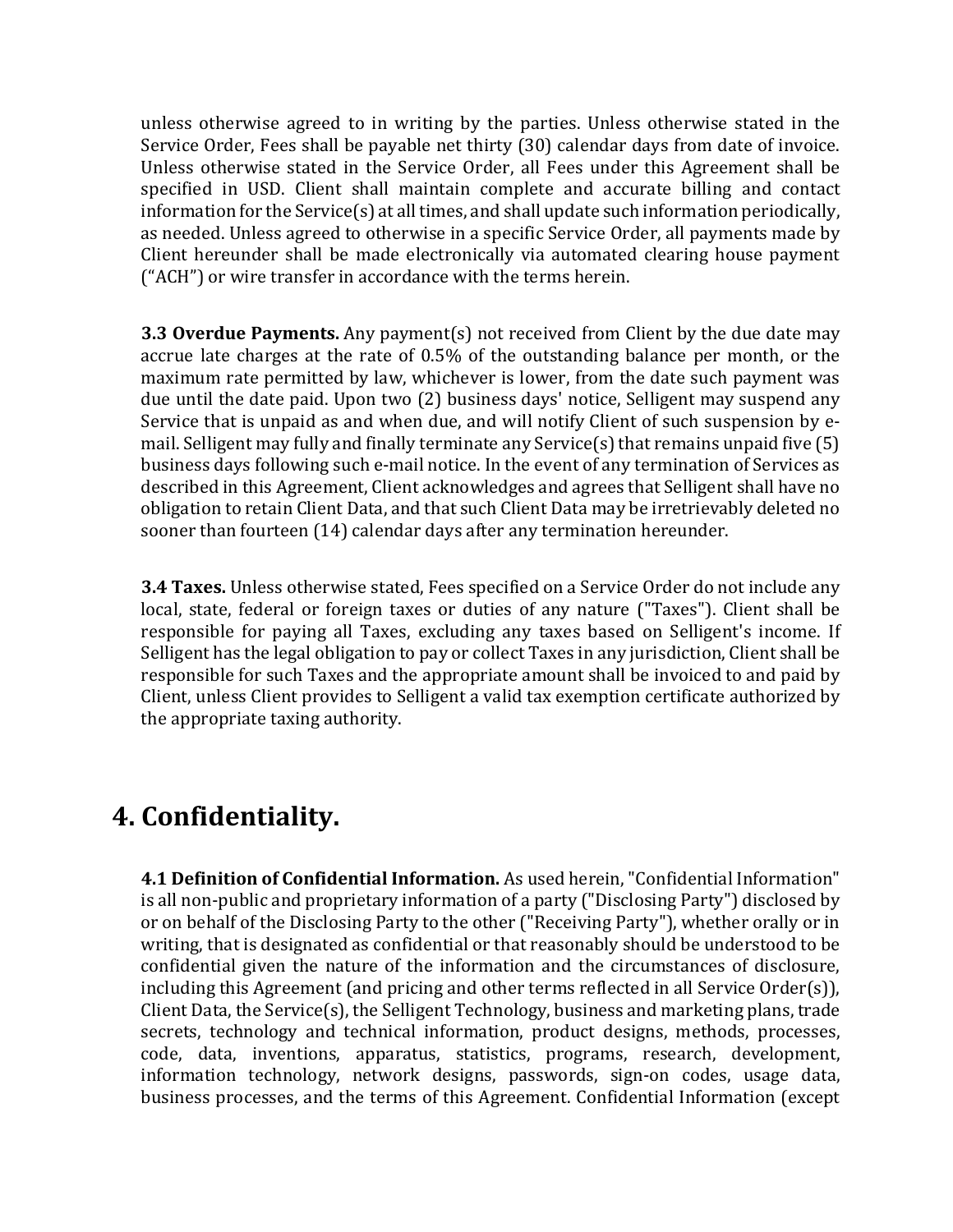unless otherwise agreed to in writing by the parties. Unless otherwise stated in the Service Order, Fees shall be payable net thirty (30) calendar days from date of invoice. Unless otherwise stated in the Service Order, all Fees under this Agreement shall be specified in USD. Client shall maintain complete and accurate billing and contact information for the Service(s) at all times, and shall update such information periodically, as needed. Unless agreed to otherwise in a specific Service Order, all payments made by Client hereunder shall be made electronically via automated clearing house payment ("ACH") or wire transfer in accordance with the terms herein.

**3.3 Overdue Payments.** Any payment(s) not received from Client by the due date may accrue late charges at the rate of 0.5% of the outstanding balance per month, or the maximum rate permitted by law, whichever is lower, from the date such payment was due until the date paid. Upon two (2) business days' notice, Selligent may suspend any Service that is unpaid as and when due, and will notify Client of such suspension by e-mail. Selligent may fully and finally terminate any Service(s) that remains unpaid five (5) business days following such e-mail notice. In the event of any termination of Services as described in this Agreement, Client acknowledges and agrees that Selligent shall have no obligation to retain Client Data, and that such Client Data may be irretrievably deleted no sooner than fourteen (14) calendar days after any termination hereunder.

**3.4 Taxes.** Unless otherwise stated, Fees specified on a Service Order do not include any local, state, federal or foreign taxes or duties of any nature ("Taxes"). Client shall be responsible for paying all Taxes, excluding any taxes based on Selligent's income. If Selligent has the legal obligation to pay or collect Taxes in any jurisdiction, Client shall be responsible for such Taxes and the appropriate amount shall be invoiced to and paid by Client, unless Client provides to Selligent a valid tax exemption certificate authorized by the appropriate taxing authority.

# 4. Confidentiality.

**4.1 Definition of Confidential Information.** As used herein, "Confidential Information" is all non-public and proprietary information of a party ("Disclosing Party") disclosed by or on behalf of the Disclosing Party to the other ("Receiving Party"), whether orally or in writing, that is designated as confidential or that reasonably should be understood to be confidential given the nature of the information and the circumstances of disclosure, including this Agreement (and pricing and other terms reflected in all Service Order(s)), Client Data, the Service(s), the Selligent Technology, business and marketing plans, trade secrets, technology and technical information, product designs, methods, processes, code, data, inventions, apparatus, statistics, programs, research, development, information technology, network designs, passwords, sign-on codes, usage data, business processes, and the terms of this Agreement. Confidential Information (except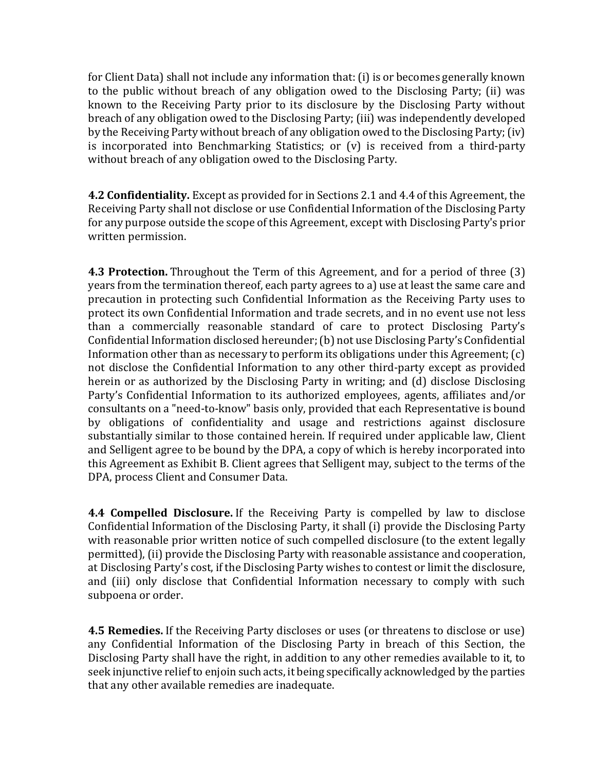for Client Data) shall not include any information that: (i) is or becomes generally known to the public without breach of any obligation owed to the Disclosing Party; (ii) was known to the Receiving Party prior to its disclosure by the Disclosing Party without breach of any obligation owed to the Disclosing Party; (iii) was independently developed by the Receiving Party without breach of any obligation owed to the Disclosing Party; (iv) is incorporated into Benchmarking Statistics; or (v) is received from a third-party without breach of any obligation owed to the Disclosing Party.

**4.2 Confidentiality.** Except as provided for in Sections 2.1 and 4.4 of this Agreement, the Receiving Party shall not disclose or use Confidential Information of the Disclosing Party for any purpose outside the scope of this Agreement, except with Disclosing Party's prior written permission.

**4.3 Protection.** Throughout the Term of this Agreement, and for a period of three (3) years from the termination thereof, each party agrees to a) use at least the same care and precaution in protecting such Confidential Information as the Receiving Party uses to protect its own Confidential Information and trade secrets, and in no event use not less than a commercially reasonable standard of care to protect Disclosing Party's Confidential Information disclosed hereunder; (b) not use Disclosing Party's Confidential Information other than as necessary to perform its obligations under this Agreement; (c) not disclose the Confidential Information to any other third-party except as provided herein or as authorized by the Disclosing Party in writing; and (d) disclose Disclosing Party's Confidential Information to its authorized employees, agents, affiliates and/or consultants on a "need-to-know" basis only, provided that each Representative is bound by obligations of confidentiality and usage and restrictions against disclosure substantially similar to those contained herein. If required under applicable law, Client and Selligent agree to be bound by the DPA, a copy of which is hereby incorporated into this Agreement as Exhibit B. Client agrees that Selligent may, subject to the terms of the DPA, process Client and Consumer Data.

**4.4 Compelled Disclosure.** If the Receiving Party is compelled by law to disclose Confidential Information of the Disclosing Party, it shall (i) provide the Disclosing Party with reasonable prior written notice of such compelled disclosure (to the extent legally permitted), (ii) provide the Disclosing Party with reasonable assistance and cooperation, at Disclosing Party's cost, if the Disclosing Party wishes to contest or limit the disclosure, and (iii) only disclose that Confidential Information necessary to comply with such subpoena or order.

**4.5 Remedies.** If the Receiving Party discloses or uses (or threatens to disclose or use) any Confidential Information of the Disclosing Party in breach of this Section, the Disclosing Party shall have the right, in addition to any other remedies available to it, to seek injunctive relief to enjoin such acts, it being specifically acknowledged by the parties that any other available remedies are inadequate.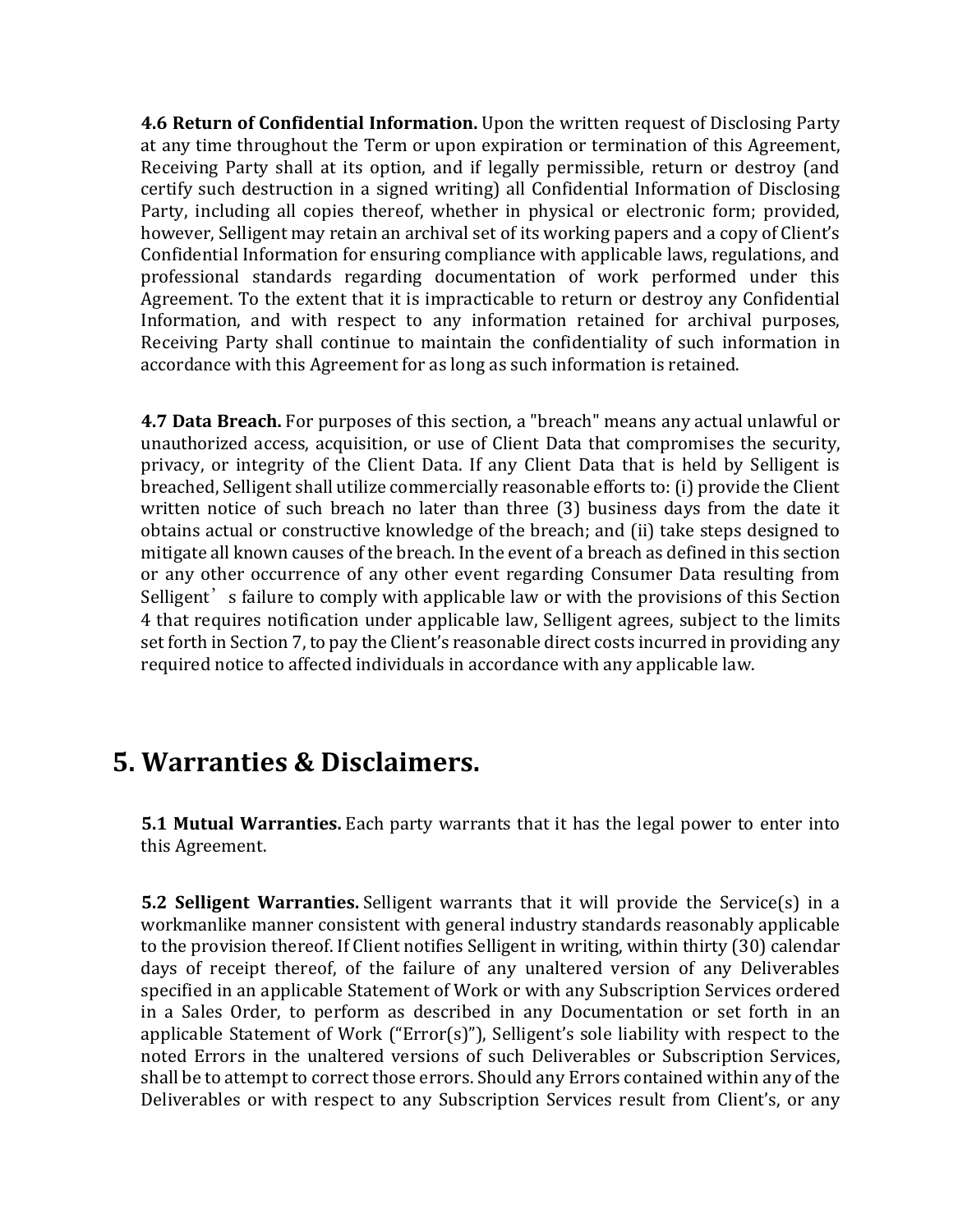**4.6 Return of Confidential Information.** Upon the written request of Disclosing Party at any time throughout the Term or upon expiration or termination of this Agreement, Receiving Party shall at its option, and if legally permissible, return or destroy (and certify such destruction in a signed writing) all Confidential Information of Disclosing Party, including all copies thereof, whether in physical or electronic form; provided, however, Selligent may retain an archival set of its working papers and a copy of Client's Confidential Information for ensuring compliance with applicable laws, regulations, and professional standards regarding documentation of work performed under this Agreement. To the extent that it is impracticable to return or destroy any Confidential Information, and with respect to any information retained for archival purposes, Receiving Party shall continue to maintain the confidentiality of such information in accordance with this Agreement for as long as such information is retained.

**4.7 Data Breach.** For purposes of this section, a "breach" means any actual unlawful or unauthorized access, acquisition, or use of Client Data that compromises the security, privacy, or integrity of the Client Data. If any Client Data that is held by Selligent is breached, Selligent shall utilize commercially reasonable efforts to: (i) provide the Client written notice of such breach no later than three (3) business days from the date it obtains actual or constructive knowledge of the breach; and (ii) take steps designed to mitigate all known causes of the breach. In the event of a breach as defined in this section or any other occurrence of any other event regarding Consumer Data resulting from Selligent's failure to comply with applicable law or with the provisions of this Section 4 that requires notification under applicable law, Selligent agrees, subject to the limits set forth in Section 7, to pay the Client's reasonable direct costs incurred in providing any required notice to affected individuals in accordance with any applicable law.

# 5. Warranties & Disclaimers.

**5.1 Mutual Warranties.** Each party warrants that it has the legal power to enter into this Agreement.

**5.2 Selligent Warranties.** Selligent warrants that it will provide the Service(s) in a workmanlike manner consistent with general industry standards reasonably applicable to the provision thereof. If Client notifies Selligent in writing, within thirty (30) calendar days of receipt thereof, of the failure of any unaltered version of any Deliverables specified in an applicable Statement of Work or with any Subscription Services ordered in a Sales Order, to perform as described in any Documentation or set forth in an applicable Statement of Work ("Error(s)"), Selligent's sole liability with respect to the noted Errors in the unaltered versions of such Deliverables or Subscription Services, shall be to attempt to correct those errors. Should any Errors contained within any of the Deliverables or with respect to any Subscription Services result from Client's, or any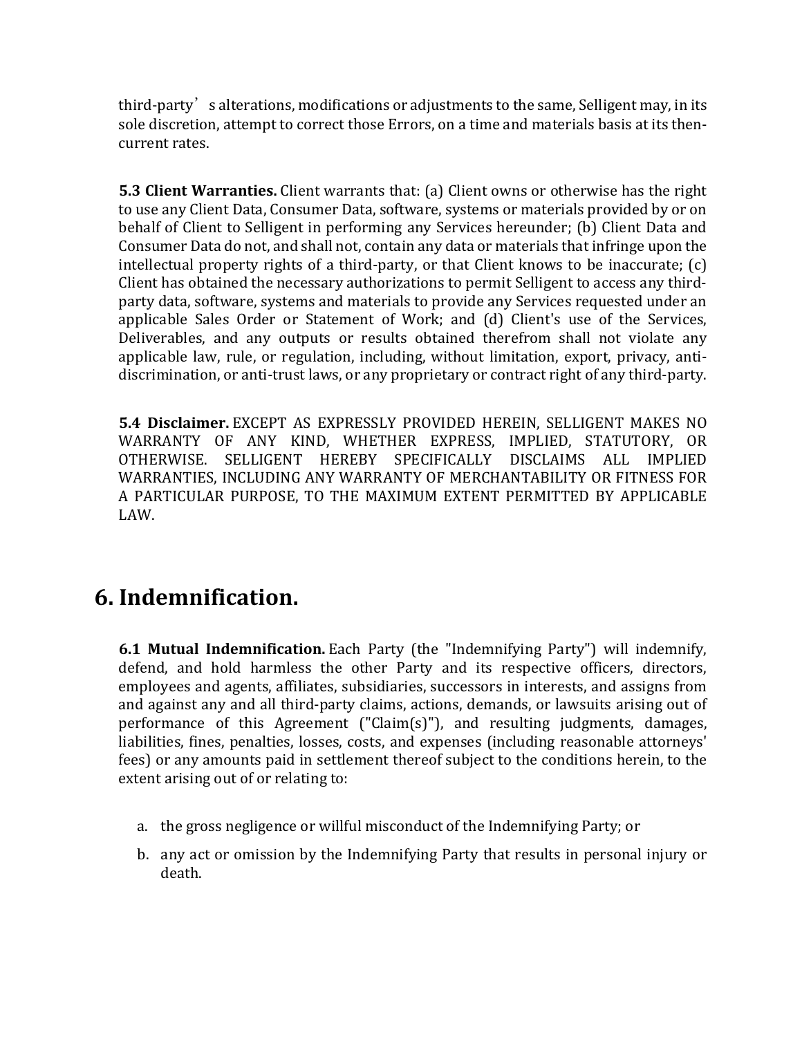third-party's alterations, modifications or adjustments to the same, Selligent may, in its sole discretion, attempt to correct those Errors, on a time and materials basis at its then-current rates.

**5.3 Client Warranties.** Client warrants that: (a) Client owns or otherwise has the right to use any Client Data, Consumer Data, software, systems or materials provided by or on behalf of Client to Selligent in performing any Services hereunder; (b) Client Data and Consumer Data do not, and shall not, contain any data or materials that infringe upon the intellectual property rights of a third-party, or that Client knows to be inaccurate; (c) Client has obtained the necessary authorizations to permit Selligent to access any third-party data, software, systems and materials to provide any Services requested under an applicable Sales Order or Statement of Work; and (d) Client's use of the Services, Deliverables, and any outputs or results obtained therefrom shall not violate any applicable law, rule, or regulation, including, without limitation, export, privacy, anti-discrimination, or anti-trust laws, or any proprietary or contract right of any third-party.

**5.4 Disclaimer.** EXCEPT AS EXPRESSLY PROVIDED HEREIN, SELLIGENT MAKES NO WARRANTY OF ANY KIND, WHETHER EXPRESS, IMPLIED, STATUTORY, OR OTHERWISE. SELLIGENT HEREBY SPECIFICALLY DISCLAIMS ALL IMPLIED WARRANTIES, INCLUDING ANY WARRANTY OF MERCHANTABILITY OR FITNESS FOR A PARTICULAR PURPOSE, TO THE MAXIMUM EXTENT PERMITTED BY APPLICABLE LAW.

# 6. Indemnification.

**6.1 Mutual Indemnification.** Each Party (the "Indemnifying Party") will indemnify, defend, and hold harmless the other Party and its respective officers, directors, employees and agents, affiliates, subsidiaries, successors in interests, and assigns from and against any and all third-party claims, actions, demands, or lawsuits arising out of performance of this Agreement ("Claim(s)"), and resulting judgments, damages, liabilities, fines, penalties, losses, costs, and expenses (including reasonable attorneys' fees) or any amounts paid in settlement thereof subject to the conditions herein, to the extent arising out of or relating to:

a. the gross negligence or willful misconduct of the Indemnifying Party; or
b. any act or omission by the Indemnifying Party that results in personal injury or death.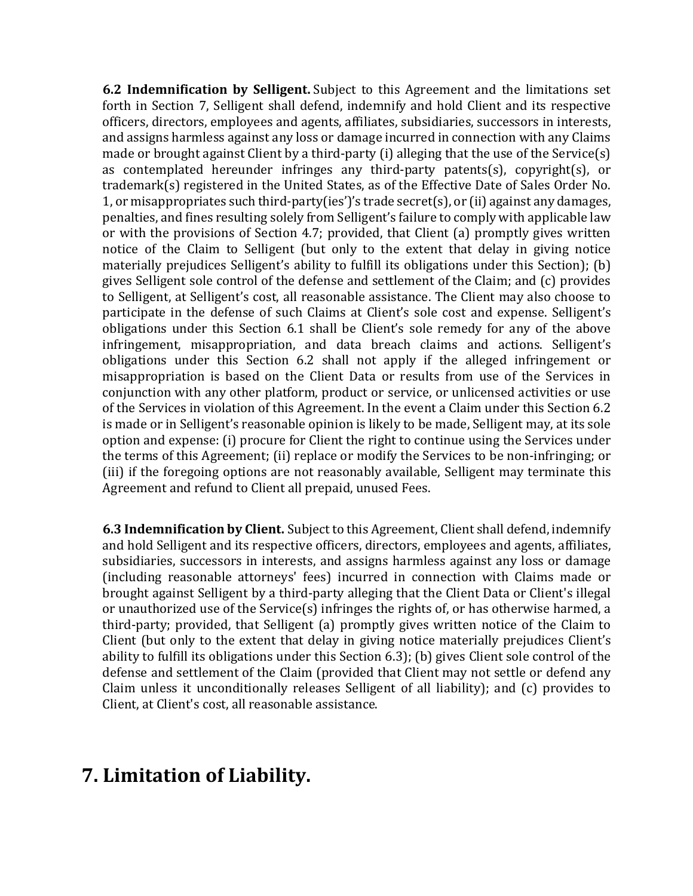**6.2 Indemnification by Selligent.** Subject to this Agreement and the limitations set forth in Section 7, Selligent shall defend, indemnify and hold Client and its respective officers, directors, employees and agents, affiliates, subsidiaries, successors in interests, and assigns harmless against any loss or damage incurred in connection with any Claims made or brought against Client by a third-party (i) alleging that the use of the Service(s) as contemplated hereunder infringes any third-party patents(s), copyright(s), or trademark(s) registered in the United States, as of the Effective Date of Sales Order No. 1, or misappropriates such third-party(ies')'s trade secret(s), or (ii) against any damages, penalties, and fines resulting solely from Selligent's failure to comply with applicable law or with the provisions of Section 4.7; provided, that Client (a) promptly gives written notice of the Claim to Selligent (but only to the extent that delay in giving notice materially prejudices Selligent's ability to fulfill its obligations under this Section); (b) gives Selligent sole control of the defense and settlement of the Claim; and (c) provides to Selligent, at Selligent's cost, all reasonable assistance. The Client may also choose to participate in the defense of such Claims at Client's sole cost and expense. Selligent's obligations under this Section 6.1 shall be Client's sole remedy for any of the above infringement, misappropriation, and data breach claims and actions. Selligent's obligations under this Section 6.2 shall not apply if the alleged infringement or misappropriation is based on the Client Data or results from use of the Services in conjunction with any other platform, product or service, or unlicensed activities or use of the Services in violation of this Agreement. In the event a Claim under this Section 6.2 is made or in Selligent's reasonable opinion is likely to be made, Selligent may, at its sole option and expense: (i) procure for Client the right to continue using the Services under the terms of this Agreement; (ii) replace or modify the Services to be non-infringing; or (iii) if the foregoing options are not reasonably available, Selligent may terminate this Agreement and refund to Client all prepaid, unused Fees.

**6.3 Indemnification by Client.** Subject to this Agreement, Client shall defend, indemnify and hold Selligent and its respective officers, directors, employees and agents, affiliates, subsidiaries, successors in interests, and assigns harmless against any loss or damage (including reasonable attorneys' fees) incurred in connection with Claims made or brought against Selligent by a third-party alleging that the Client Data or Client's illegal or unauthorized use of the Service(s) infringes the rights of, or has otherwise harmed, a third-party; provided, that Selligent (a) promptly gives written notice of the Claim to Client (but only to the extent that delay in giving notice materially prejudices Client's ability to fulfill its obligations under this Section 6.3); (b) gives Client sole control of the defense and settlement of the Claim (provided that Client may not settle or defend any Claim unless it unconditionally releases Selligent of all liability); and (c) provides to Client, at Client's cost, all reasonable assistance.

# 7. Limitation of Liability.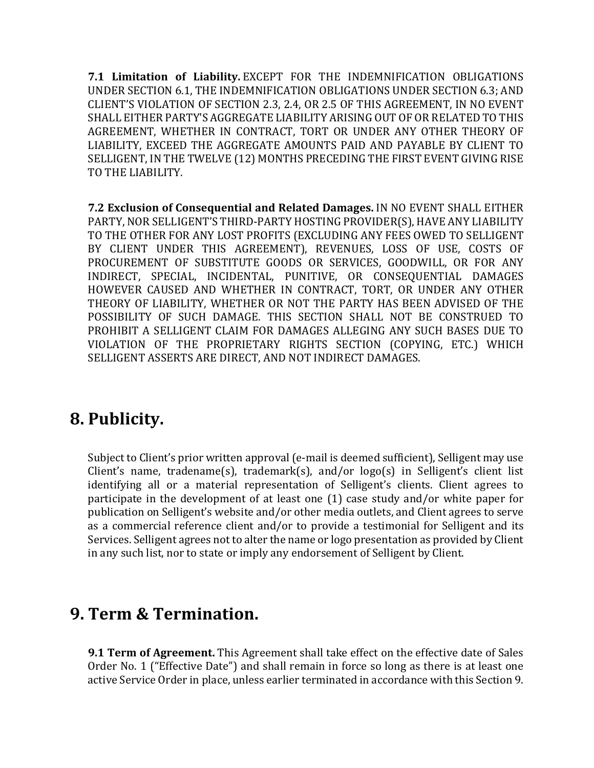**7.1 Limitation of Liability.** EXCEPT FOR THE INDEMNIFICATION OBLIGATIONS UNDER SECTION 6.1, THE INDEMNIFICATION OBLIGATIONS UNDER SECTION 6.3; AND CLIENT'S VIOLATION OF SECTION 2.3, 2.4, OR 2.5 OF THIS AGREEMENT, IN NO EVENT SHALL EITHER PARTY'S AGGREGATE LIABILITY ARISING OUT OF OR RELATED TO THIS AGREEMENT, WHETHER IN CONTRACT, TORT OR UNDER ANY OTHER THEORY OF LIABILITY, EXCEED THE AGGREGATE AMOUNTS PAID AND PAYABLE BY CLIENT TO SELLIGENT, IN THE TWELVE (12) MONTHS PRECEDING THE FIRST EVENT GIVING RISE TO THE LIABILITY.

**7.2 Exclusion of Consequential and Related Damages.** IN NO EVENT SHALL EITHER PARTY, NOR SELLIGENT'S THIRD-PARTY HOSTING PROVIDER(S), HAVE ANY LIABILITY TO THE OTHER FOR ANY LOST PROFITS (EXCLUDING ANY FEES OWED TO SELLIGENT BY CLIENT UNDER THIS AGREEMENT), REVENUES, LOSS OF USE, COSTS OF PROCUREMENT OF SUBSTITUTE GOODS OR SERVICES, GOODWILL, OR FOR ANY INDIRECT, SPECIAL, INCIDENTAL, PUNITIVE, OR CONSEQUENTIAL DAMAGES HOWEVER CAUSED AND WHETHER IN CONTRACT, TORT, OR UNDER ANY OTHER THEORY OF LIABILITY, WHETHER OR NOT THE PARTY HAS BEEN ADVISED OF THE POSSIBILITY OF SUCH DAMAGE. THIS SECTION SHALL NOT BE CONSTRUED TO PROHIBIT A SELLIGENT CLAIM FOR DAMAGES ALLEGING ANY SUCH BASES DUE TO VIOLATION OF THE PROPRIETARY RIGHTS SECTION (COPYING, ETC.) WHICH SELLIGENT ASSERTS ARE DIRECT, AND NOT INDIRECT DAMAGES.

## 8. Publicity.

Subject to Client's prior written approval (e-mail is deemed sufficient), Selligent may use Client's name, tradename(s), trademark(s), and/or logo(s) in Selligent's client list identifying all or a material representation of Selligent's clients. Client agrees to participate in the development of at least one (1) case study and/or white paper for publication on Selligent's website and/or other media outlets, and Client agrees to serve as a commercial reference client and/or to provide a testimonial for Selligent and its Services. Selligent agrees not to alter the name or logo presentation as provided by Client in any such list, nor to state or imply any endorsement of Selligent by Client.

## 9. Term & Termination.

**9.1 Term of Agreement.** This Agreement shall take effect on the effective date of Sales Order No. 1 ("Effective Date") and shall remain in force so long as there is at least one active Service Order in place, unless earlier terminated in accordance with this Section 9.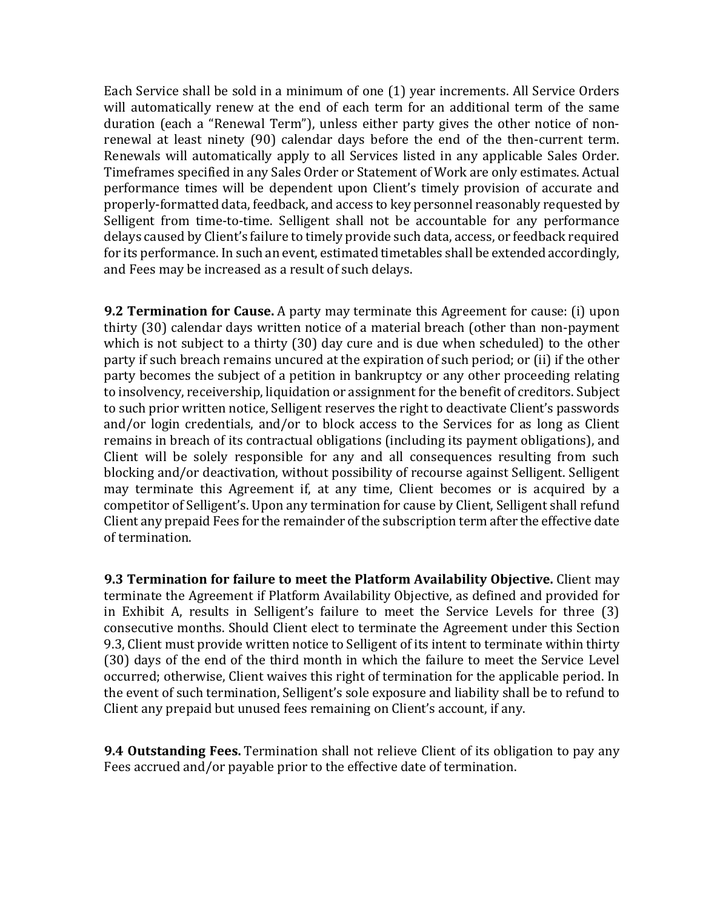Each Service shall be sold in a minimum of one (1) year increments. All Service Orders will automatically renew at the end of each term for an additional term of the same duration (each a "Renewal Term"), unless either party gives the other notice of non-renewal at least ninety (90) calendar days before the end of the then-current term. Renewals will automatically apply to all Services listed in any applicable Sales Order. Timeframes specified in any Sales Order or Statement of Work are only estimates. Actual performance times will be dependent upon Client's timely provision of accurate and properly-formatted data, feedback, and access to key personnel reasonably requested by Selligent from time-to-time. Selligent shall not be accountable for any performance delays caused by Client's failure to timely provide such data, access, or feedback required for its performance. In such an event, estimated timetables shall be extended accordingly, and Fees may be increased as a result of such delays.

**9.2 Termination for Cause.** A party may terminate this Agreement for cause: (i) upon thirty (30) calendar days written notice of a material breach (other than non-payment which is not subject to a thirty (30) day cure and is due when scheduled) to the other party if such breach remains uncured at the expiration of such period; or (ii) if the other party becomes the subject of a petition in bankruptcy or any other proceeding relating to insolvency, receivership, liquidation or assignment for the benefit of creditors. Subject to such prior written notice, Selligent reserves the right to deactivate Client's passwords and/or login credentials, and/or to block access to the Services for as long as Client remains in breach of its contractual obligations (including its payment obligations), and Client will be solely responsible for any and all consequences resulting from such blocking and/or deactivation, without possibility of recourse against Selligent. Selligent may terminate this Agreement if, at any time, Client becomes or is acquired by a competitor of Selligent's. Upon any termination for cause by Client, Selligent shall refund Client any prepaid Fees for the remainder of the subscription term after the effective date of termination.

**9.3 Termination for failure to meet the Platform Availability Objective.** Client may terminate the Agreement if Platform Availability Objective, as defined and provided for in Exhibit A, results in Selligent's failure to meet the Service Levels for three (3) consecutive months. Should Client elect to terminate the Agreement under this Section 9.3, Client must provide written notice to Selligent of its intent to terminate within thirty (30) days of the end of the third month in which the failure to meet the Service Level occurred; otherwise, Client waives this right of termination for the applicable period. In the event of such termination, Selligent's sole exposure and liability shall be to refund to Client any prepaid but unused fees remaining on Client's account, if any.

**9.4 Outstanding Fees.** Termination shall not relieve Client of its obligation to pay any Fees accrued and/or payable prior to the effective date of termination.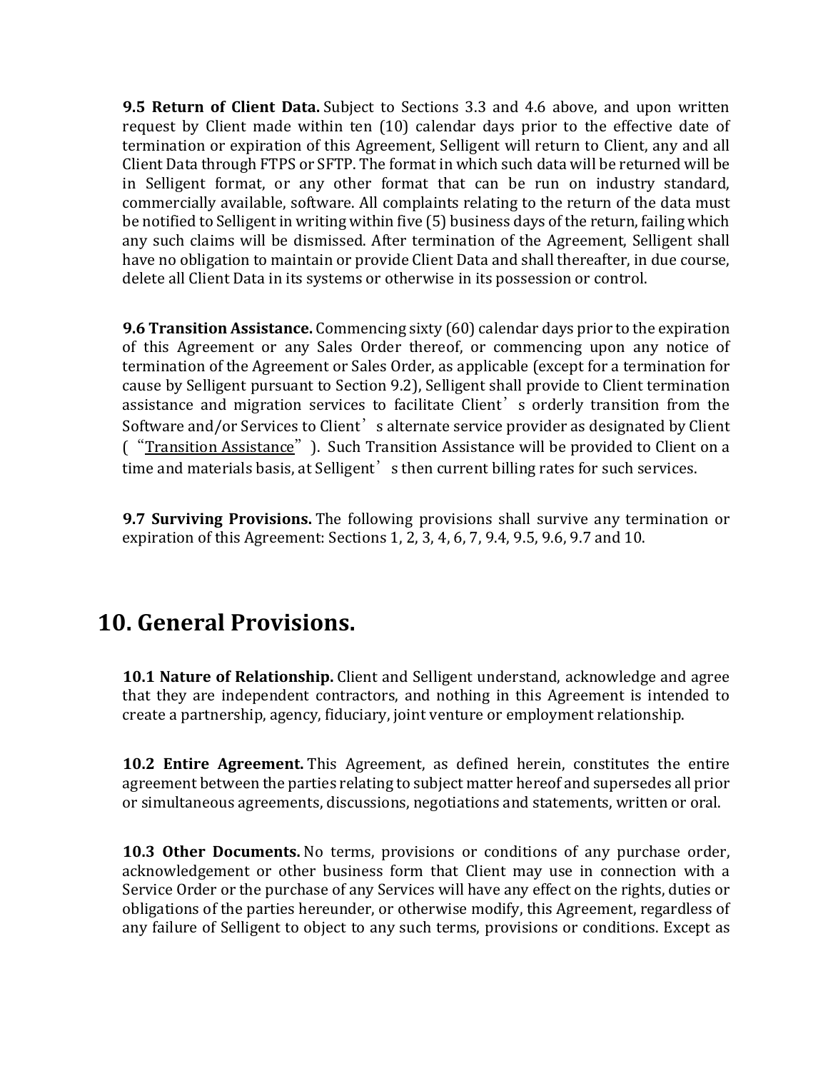**9.5 Return of Client Data.** Subject to Sections 3.3 and 4.6 above, and upon written request by Client made within ten (10) calendar days prior to the effective date of termination or expiration of this Agreement, Selligent will return to Client, any and all Client Data through FTPS or SFTP. The format in which such data will be returned will be in Selligent format, or any other format that can be run on industry standard, commercially available, software. All complaints relating to the return of the data must be notified to Selligent in writing within five (5) business days of the return, failing which any such claims will be dismissed. After termination of the Agreement, Selligent shall have no obligation to maintain or provide Client Data and shall thereafter, in due course, delete all Client Data in its systems or otherwise in its possession or control.

**9.6 Transition Assistance.** Commencing sixty (60) calendar days prior to the expiration of this Agreement or any Sales Order thereof, or commencing upon any notice of termination of the Agreement or Sales Order, as applicable (except for a termination for cause by Selligent pursuant to Section 9.2), Selligent shall provide to Client termination assistance and migration services to facilitate Client's orderly transition from the Software and/or Services to Client's alternate service provider as designated by Client ("Transition Assistance"). Such Transition Assistance will be provided to Client on a time and materials basis, at Selligent's then current billing rates for such services.

**9.7 Surviving Provisions.** The following provisions shall survive any termination or expiration of this Agreement: Sections 1, 2, 3, 4, 6, 7, 9.4, 9.5, 9.6, 9.7 and 10.

# 10. General Provisions.

**10.1 Nature of Relationship.** Client and Selligent understand, acknowledge and agree that they are independent contractors, and nothing in this Agreement is intended to create a partnership, agency, fiduciary, joint venture or employment relationship.

**10.2 Entire Agreement.** This Agreement, as defined herein, constitutes the entire agreement between the parties relating to subject matter hereof and supersedes all prior or simultaneous agreements, discussions, negotiations and statements, written or oral.

**10.3 Other Documents.** No terms, provisions or conditions of any purchase order, acknowledgement or other business form that Client may use in connection with a Service Order or the purchase of any Services will have any effect on the rights, duties or obligations of the parties hereunder, or otherwise modify, this Agreement, regardless of any failure of Selligent to object to any such terms, provisions or conditions. Except as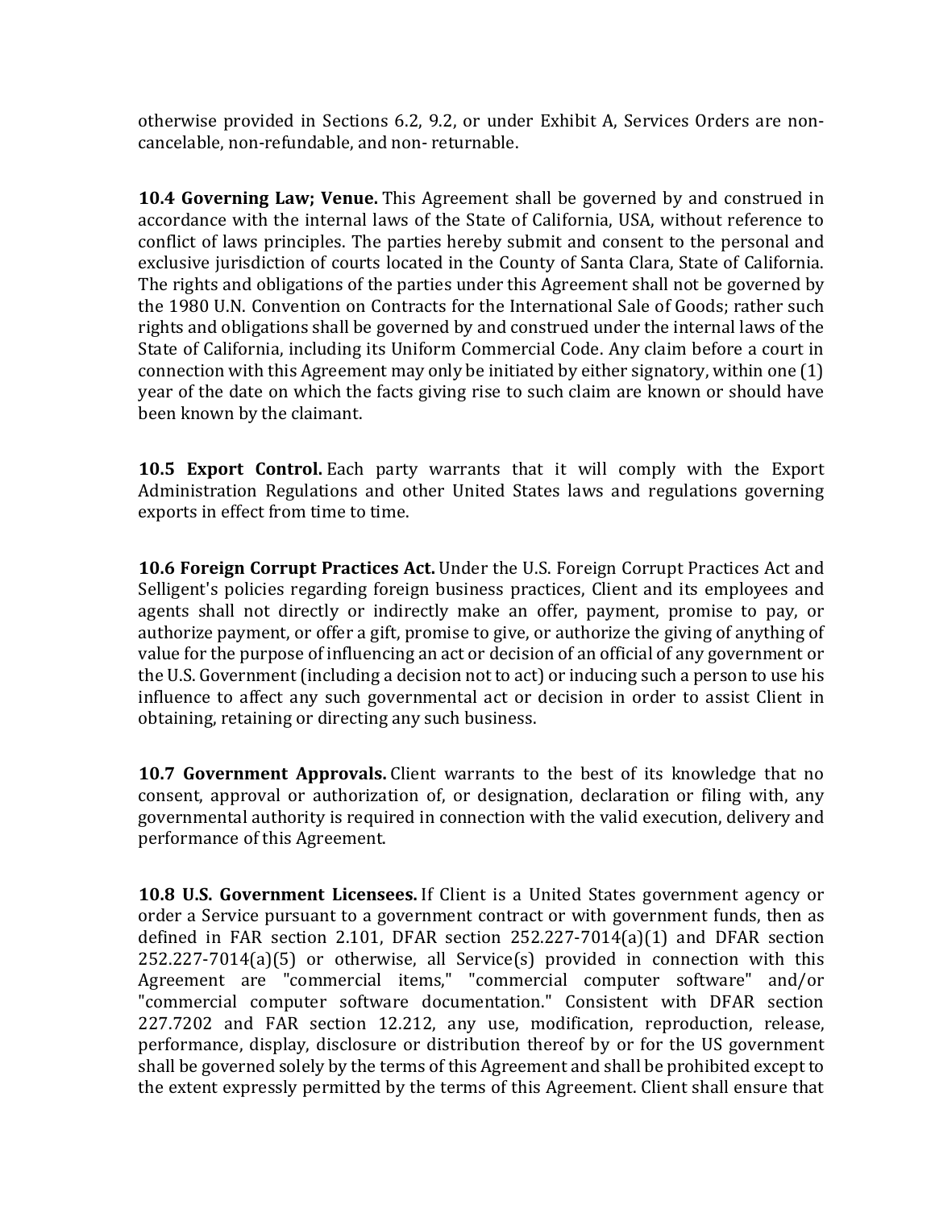otherwise provided in Sections 6.2, 9.2, or under Exhibit A, Services Orders are non-cancelable, non-refundable, and non- returnable.

**10.4 Governing Law; Venue.** This Agreement shall be governed by and construed in accordance with the internal laws of the State of California, USA, without reference to conflict of laws principles. The parties hereby submit and consent to the personal and exclusive jurisdiction of courts located in the County of Santa Clara, State of California. The rights and obligations of the parties under this Agreement shall not be governed by the 1980 U.N. Convention on Contracts for the International Sale of Goods; rather such rights and obligations shall be governed by and construed under the internal laws of the State of California, including its Uniform Commercial Code. Any claim before a court in connection with this Agreement may only be initiated by either signatory, within one (1) year of the date on which the facts giving rise to such claim are known or should have been known by the claimant.

**10.5 Export Control.** Each party warrants that it will comply with the Export Administration Regulations and other United States laws and regulations governing exports in effect from time to time.

**10.6 Foreign Corrupt Practices Act.** Under the U.S. Foreign Corrupt Practices Act and Selligent's policies regarding foreign business practices, Client and its employees and agents shall not directly or indirectly make an offer, payment, promise to pay, or authorize payment, or offer a gift, promise to give, or authorize the giving of anything of value for the purpose of influencing an act or decision of an official of any government or the U.S. Government (including a decision not to act) or inducing such a person to use his influence to affect any such governmental act or decision in order to assist Client in obtaining, retaining or directing any such business.

**10.7 Government Approvals.** Client warrants to the best of its knowledge that no consent, approval or authorization of, or designation, declaration or filing with, any governmental authority is required in connection with the valid execution, delivery and performance of this Agreement.

**10.8 U.S. Government Licensees.** If Client is a United States government agency or order a Service pursuant to a government contract or with government funds, then as defined in FAR section 2.101, DFAR section 252.227-7014(a)(1) and DFAR section 252.227-7014(a)(5) or otherwise, all Service(s) provided in connection with this Agreement are "commercial items," "commercial computer software" and/or "commercial computer software documentation." Consistent with DFAR section 227.7202 and FAR section 12.212, any use, modification, reproduction, release, performance, display, disclosure or distribution thereof by or for the US government shall be governed solely by the terms of this Agreement and shall be prohibited except to the extent expressly permitted by the terms of this Agreement. Client shall ensure that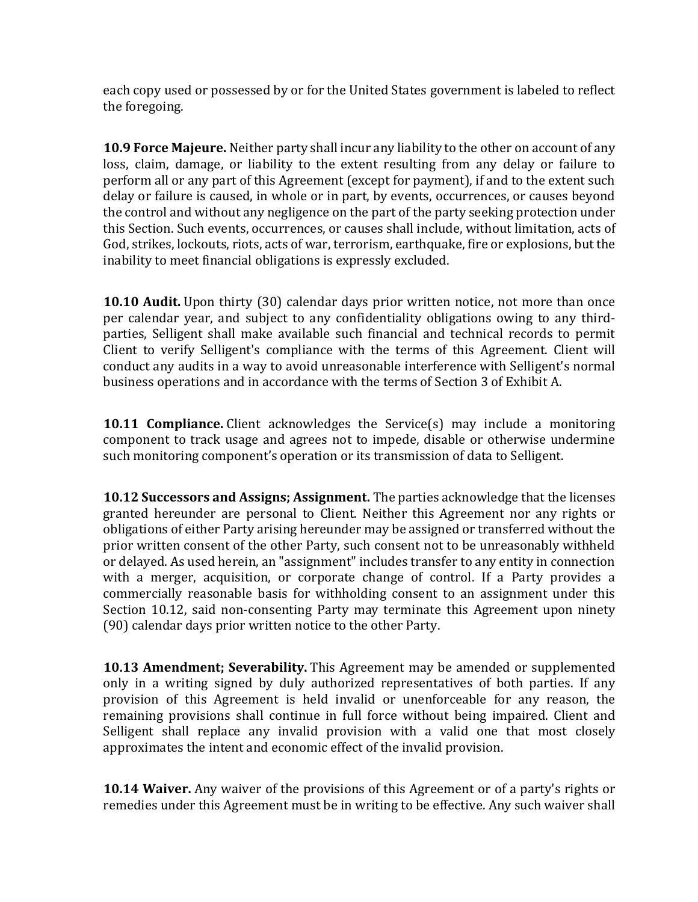each copy used or possessed by or for the United States government is labeled to reflect the foregoing.

**10.9 Force Majeure.** Neither party shall incur any liability to the other on account of any loss, claim, damage, or liability to the extent resulting from any delay or failure to perform all or any part of this Agreement (except for payment), if and to the extent such delay or failure is caused, in whole or in part, by events, occurrences, or causes beyond the control and without any negligence on the part of the party seeking protection under this Section. Such events, occurrences, or causes shall include, without limitation, acts of God, strikes, lockouts, riots, acts of war, terrorism, earthquake, fire or explosions, but the inability to meet financial obligations is expressly excluded.

**10.10 Audit.** Upon thirty (30) calendar days prior written notice, not more than once per calendar year, and subject to any confidentiality obligations owing to any third-parties, Selligent shall make available such financial and technical records to permit Client to verify Selligent's compliance with the terms of this Agreement. Client will conduct any audits in a way to avoid unreasonable interference with Selligent's normal business operations and in accordance with the terms of Section 3 of Exhibit A.

**10.11 Compliance.** Client acknowledges the Service(s) may include a monitoring component to track usage and agrees not to impede, disable or otherwise undermine such monitoring component's operation or its transmission of data to Selligent.

**10.12 Successors and Assigns; Assignment.** The parties acknowledge that the licenses granted hereunder are personal to Client. Neither this Agreement nor any rights or obligations of either Party arising hereunder may be assigned or transferred without the prior written consent of the other Party, such consent not to be unreasonably withheld or delayed. As used herein, an "assignment" includes transfer to any entity in connection with a merger, acquisition, or corporate change of control. If a Party provides a commercially reasonable basis for withholding consent to an assignment under this Section 10.12, said non-consenting Party may terminate this Agreement upon ninety (90) calendar days prior written notice to the other Party.

**10.13 Amendment; Severability.** This Agreement may be amended or supplemented only in a writing signed by duly authorized representatives of both parties. If any provision of this Agreement is held invalid or unenforceable for any reason, the remaining provisions shall continue in full force without being impaired. Client and Selligent shall replace any invalid provision with a valid one that most closely approximates the intent and economic effect of the invalid provision.

**10.14 Waiver.** Any waiver of the provisions of this Agreement or of a party's rights or remedies under this Agreement must be in writing to be effective. Any such waiver shall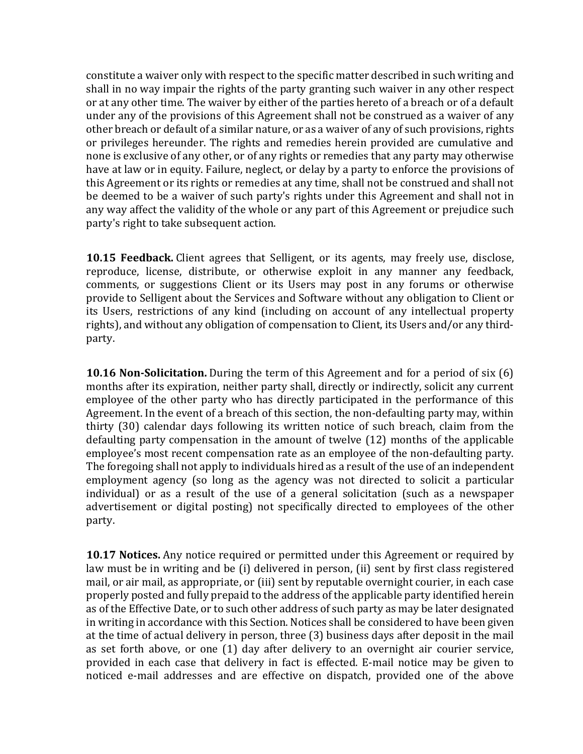constitute a waiver only with respect to the specific matter described in such writing and shall in no way impair the rights of the party granting such waiver in any other respect or at any other time. The waiver by either of the parties hereto of a breach or of a default under any of the provisions of this Agreement shall not be construed as a waiver of any other breach or default of a similar nature, or as a waiver of any of such provisions, rights or privileges hereunder. The rights and remedies herein provided are cumulative and none is exclusive of any other, or of any rights or remedies that any party may otherwise have at law or in equity. Failure, neglect, or delay by a party to enforce the provisions of this Agreement or its rights or remedies at any time, shall not be construed and shall not be deemed to be a waiver of such party's rights under this Agreement and shall not in any way affect the validity of the whole or any part of this Agreement or prejudice such party's right to take subsequent action.

**10.15 Feedback.** Client agrees that Selligent, or its agents, may freely use, disclose, reproduce, license, distribute, or otherwise exploit in any manner any feedback, comments, or suggestions Client or its Users may post in any forums or otherwise provide to Selligent about the Services and Software without any obligation to Client or its Users, restrictions of any kind (including on account of any intellectual property rights), and without any obligation of compensation to Client, its Users and/or any third-party.

**10.16 Non-Solicitation.** During the term of this Agreement and for a period of six (6) months after its expiration, neither party shall, directly or indirectly, solicit any current employee of the other party who has directly participated in the performance of this Agreement. In the event of a breach of this section, the non-defaulting party may, within thirty (30) calendar days following its written notice of such breach, claim from the defaulting party compensation in the amount of twelve (12) months of the applicable employee's most recent compensation rate as an employee of the non-defaulting party. The foregoing shall not apply to individuals hired as a result of the use of an independent employment agency (so long as the agency was not directed to solicit a particular individual) or as a result of the use of a general solicitation (such as a newspaper advertisement or digital posting) not specifically directed to employees of the other party.

**10.17 Notices.** Any notice required or permitted under this Agreement or required by law must be in writing and be (i) delivered in person, (ii) sent by first class registered mail, or air mail, as appropriate, or (iii) sent by reputable overnight courier, in each case properly posted and fully prepaid to the address of the applicable party identified herein as of the Effective Date, or to such other address of such party as may be later designated in writing in accordance with this Section. Notices shall be considered to have been given at the time of actual delivery in person, three (3) business days after deposit in the mail as set forth above, or one (1) day after delivery to an overnight air courier service, provided in each case that delivery in fact is effected. E-mail notice may be given to noticed e-mail addresses and are effective on dispatch, provided one of the above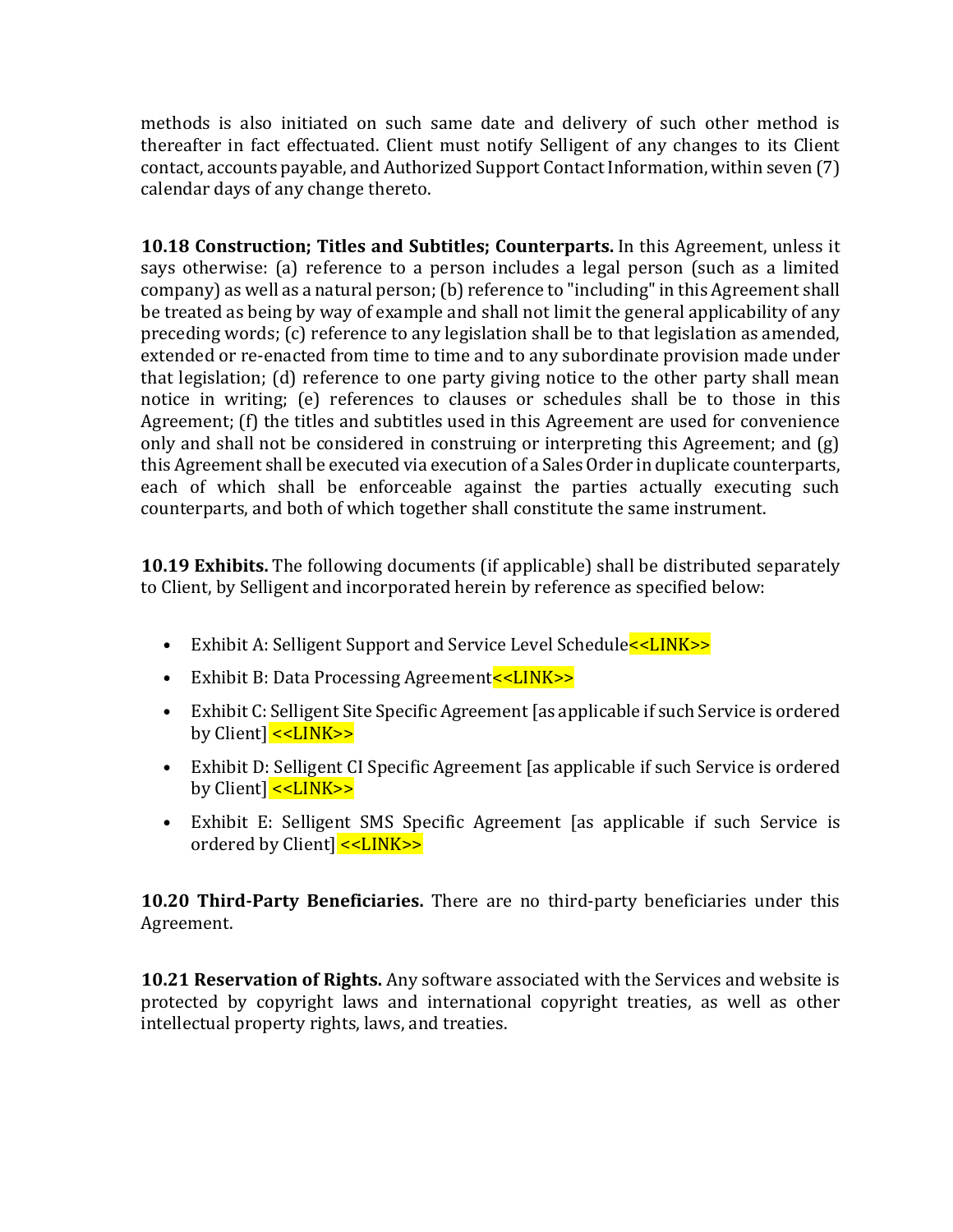methods is also initiated on such same date and delivery of such other method is thereafter in fact effectuated. Client must notify Selligent of any changes to its Client contact, accounts payable, and Authorized Support Contact Information, within seven (7) calendar days of any change thereto.

**10.18 Construction; Titles and Subtitles; Counterparts.** In this Agreement, unless it says otherwise: (a) reference to a person includes a legal person (such as a limited company) as well as a natural person; (b) reference to "including" in this Agreement shall be treated as being by way of example and shall not limit the general applicability of any preceding words; (c) reference to any legislation shall be to that legislation as amended, extended or re-enacted from time to time and to any subordinate provision made under that legislation; (d) reference to one party giving notice to the other party shall mean notice in writing; (e) references to clauses or schedules shall be to those in this Agreement; (f) the titles and subtitles used in this Agreement are used for convenience only and shall not be considered in construing or interpreting this Agreement; and (g) this Agreement shall be executed via execution of a Sales Order in duplicate counterparts, each of which shall be enforceable against the parties actually executing such counterparts, and both of which together shall constitute the same instrument.

**10.19 Exhibits.** The following documents (if applicable) shall be distributed separately to Client, by Selligent and incorporated herein by reference as specified below:

- Exhibit A: Selligent Support and Service Level Schedule<<LINK>>
- Exhibit B: Data Processing Agreement<<LINK>>
- Exhibit C: Selligent Site Specific Agreement [as applicable if such Service is ordered by Client] <<LINK>>
- Exhibit D: Selligent CI Specific Agreement [as applicable if such Service is ordered by Client] <<LINK>>
- Exhibit E: Selligent SMS Specific Agreement [as applicable if such Service is ordered by Client] <<LINK>>

**10.20 Third-Party Beneficiaries.** There are no third-party beneficiaries under this Agreement.

**10.21 Reservation of Rights.** Any software associated with the Services and website is protected by copyright laws and international copyright treaties, as well as other intellectual property rights, laws, and treaties.